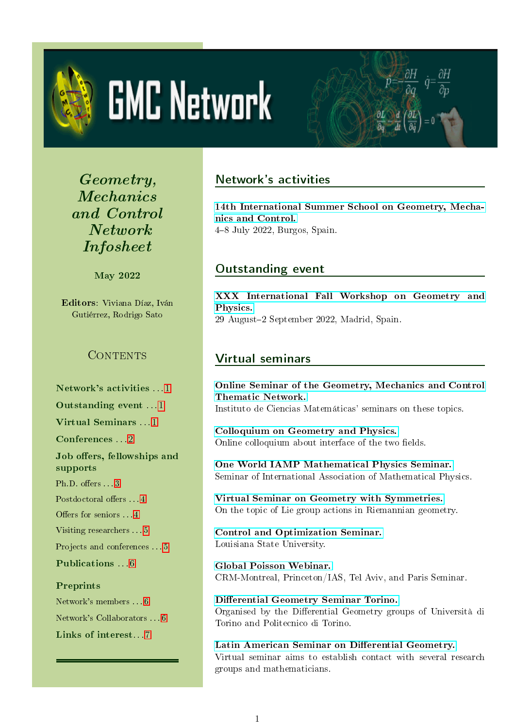# *Geometry, Mechanics and Control Network Infosheet*

**May 2022**

**Editors**: Viviana Díaz, Iván Gutiérrez, Rodrigo Sato

### CONTENTS

- **Network's activities** . . . 1
- **Outstanding event** . . . 1
- **Virtual Seminars** . . . 1
- **Conferences** . . . 2
- **Job offers, fellowships and supports**
  - Ph.D. offers . . . 3
  - Postdoctoral offers . . . 4
  - Offers for seniors . . . 4
  - Visiting researchers . . . 5
  - Projects and conferences . . . 5
- **Publications** . . . 6
- **Preprints**
  - Network's members . . . 6
  - Network's Collaborators . . . 6
- **Links of interest** . . . 7

## Network's activities

**14th International Summer School on Geometry, Mechanics and Control.**
4–8 July 2022, Burgos, Spain.

## Outstanding event

**XXX International Fall Workshop on Geometry and Physics.**
29 August–2 September 2022, Madrid, Spain.

## Virtual seminars

**Online Seminar of the Geometry, Mechanics and Control Thematic Network.**
Instituto de Ciencias Matemáticas' seminars on these topics.

**Colloquium on Geometry and Physics.**
Online colloquium about interface of the two fields.

**One World IAMP Mathematical Physics Seminar.**
Seminar of International Association of Mathematical Physics.

**Virtual Seminar on Geometry with Symmetries.**
On the topic of Lie group actions in Riemannian geometry.

**Control and Optimization Seminar.**
Louisiana State University.

**Global Poisson Webinar.**
CRM-Montreal, Princeton/IAS, Tel Aviv, and Paris Seminar.

**Differential Geometry Seminar Torino.**
Organised by the Differential Geometry groups of Università di Torino and Politecnico di Torino.

**Latin American Seminar on Differential Geometry.**
Virtual seminar aims to establish contact with several research groups and mathematicians.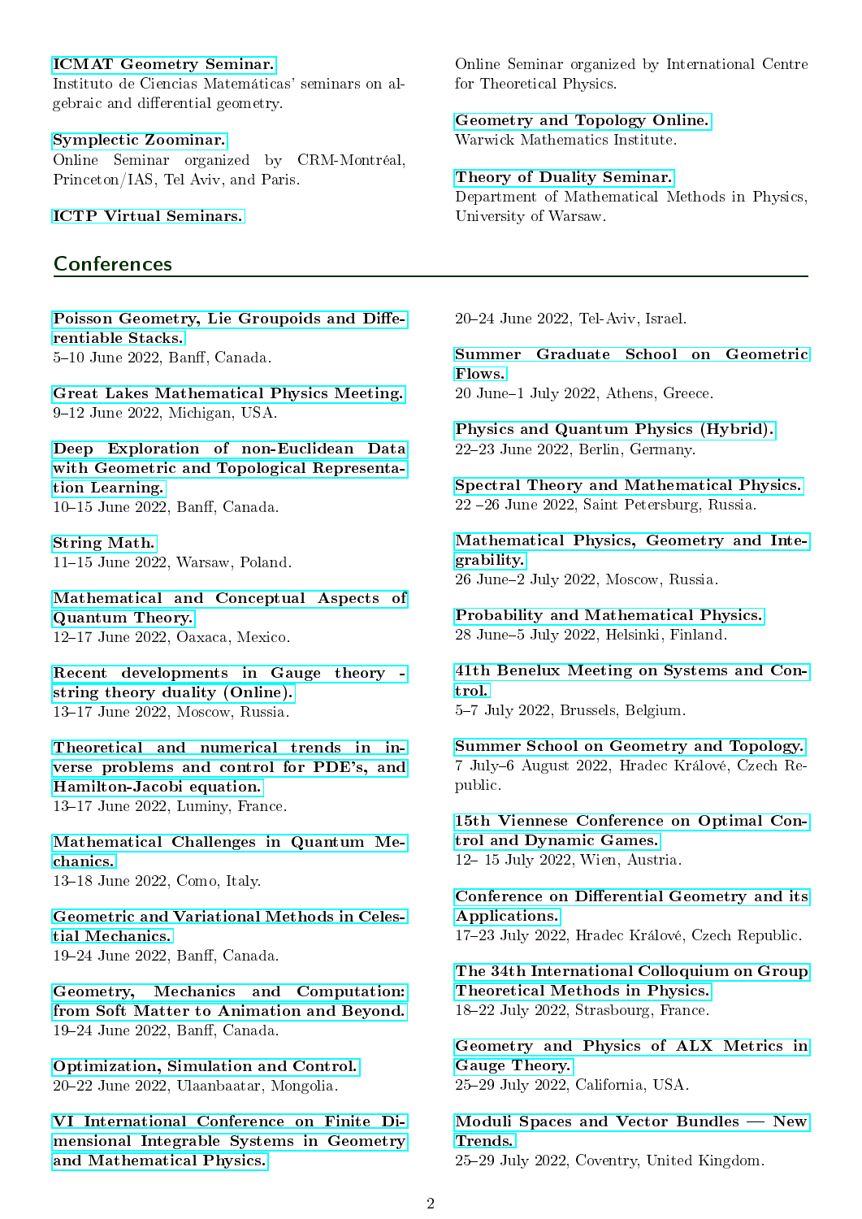**ICMAT Geometry Seminar.**
Instituto de Ciencias Matemáticas' seminars on algebraic and differential geometry.

**Symplectic Zoominar.**
Online Seminar organized by CRM-Montréal, Princeton/IAS, Tel Aviv, and Paris.

**ICTP Virtual Seminars.**
Online Seminar organized by International Centre for Theoretical Physics.

**Geometry and Topology Online.**
Warwick Mathematics Institute.

**Theory of Duality Seminar.**
Department of Mathematical Methods in Physics, University of Warsaw.

## Conferences

**Poisson Geometry, Lie Groupoids and Differentiable Stacks.**
5–10 June 2022, Banff, Canada.

**Great Lakes Mathematical Physics Meeting.**
9–12 June 2022, Michigan, USA.

**Deep Exploration of non-Euclidean Data with Geometric and Topological Representation Learning.**
10–15 June 2022, Banff, Canada.

**String Math.**
11–15 June 2022, Warsaw, Poland.

**Mathematical and Conceptual Aspects of Quantum Theory.**
12–17 June 2022, Oaxaca, Mexico.

**Recent developments in Gauge theory - string theory duality (Online).**
13–17 June 2022, Moscow, Russia.

**Theoretical and numerical trends in inverse problems and control for PDE's, and Hamilton-Jacobi equation.**
13–17 June 2022, Luminy, France.

**Mathematical Challenges in Quantum Mechanics.**
13–18 June 2022, Como, Italy.

**Geometric and Variational Methods in Celestial Mechanics.**
19–24 June 2022, Banff, Canada.

**Geometry, Mechanics and Computation: from Soft Matter to Animation and Beyond.**
19–24 June 2022, Banff, Canada.

**Optimization, Simulation and Control.**
20–22 June 2022, Ulaanbaatar, Mongolia.

**VI International Conference on Finite Dimensional Integrable Systems in Geometry and Mathematical Physics.**
20–24 June 2022, Tel-Aviv, Israel.

**Summer Graduate School on Geometric Flows.**
20 June–1 July 2022, Athens, Greece.

**Physics and Quantum Physics (Hybrid).**
22–23 June 2022, Berlin, Germany.

**Spectral Theory and Mathematical Physics.**
22 –26 June 2022, Saint Petersburg, Russia.

**Mathematical Physics, Geometry and Integrability.**
26 June–2 July 2022, Moscow, Russia.

**Probability and Mathematical Physics.**
28 June–5 July 2022, Helsinki, Finland.

**41th Benelux Meeting on Systems and Control.**
5–7 July 2022, Brussels, Belgium.

**Summer School on Geometry and Topology.**
7 July–6 August 2022, Hradec Králové, Czech Republic.

**15th Viennese Conference on Optimal Control and Dynamic Games.**
12– 15 July 2022, Wien, Austria.

**Conference on Differential Geometry and its Applications.**
17–23 July 2022, Hradec Králové, Czech Republic.

**The 34th International Colloquium on Group Theoretical Methods in Physics.**
18–22 July 2022, Strasbourg, France.

**Geometry and Physics of ALX Metrics in Gauge Theory.**
25–29 July 2022, California, USA.

**Moduli Spaces and Vector Bundles — New Trends.**
25–29 July 2022, Coventry, United Kingdom.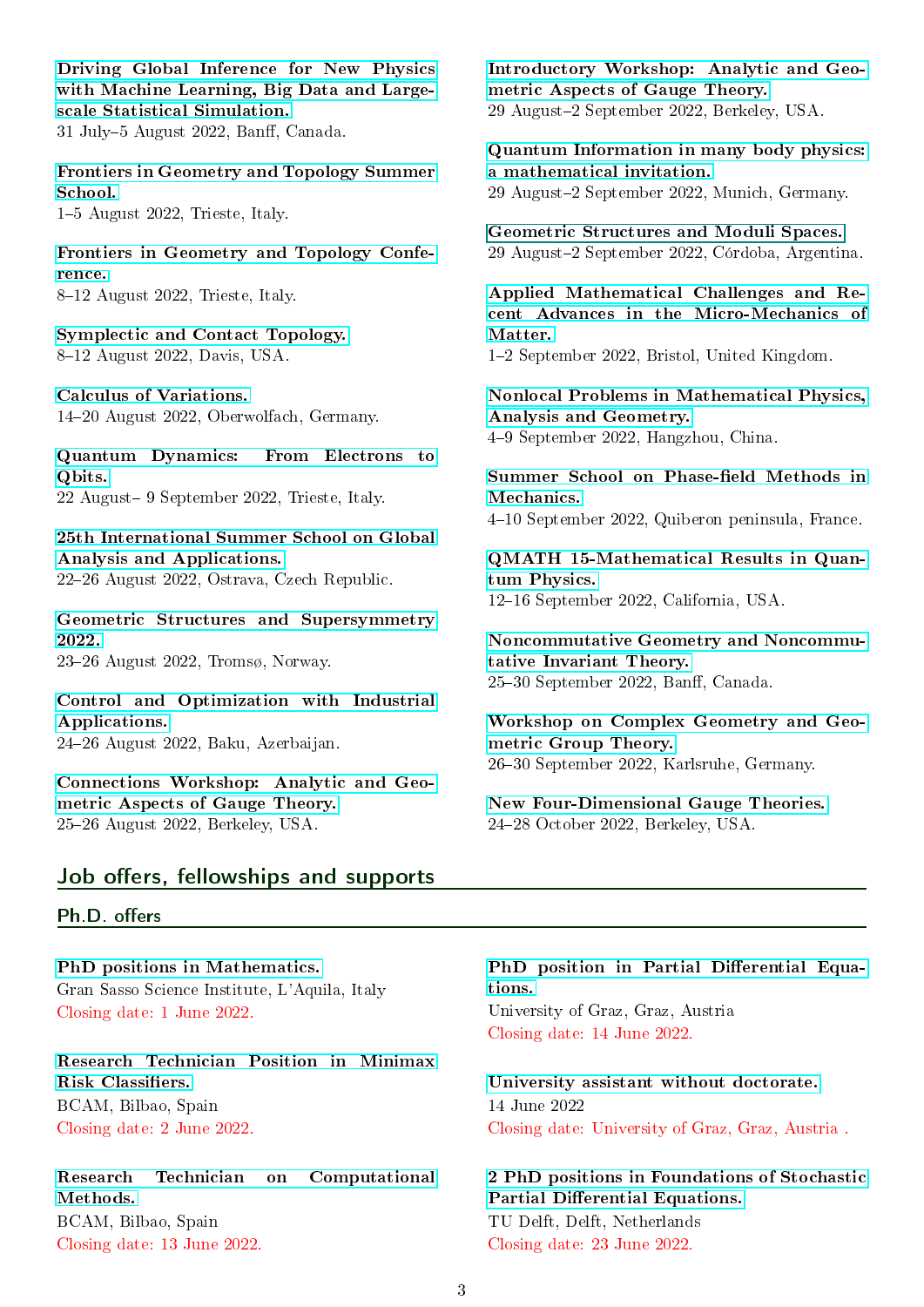**Driving Global Inference for New Physics with Machine Learning, Big Data and Large-scale Statistical Simulation.**
31 July–5 August 2022, Banff, Canada.

**Frontiers in Geometry and Topology Summer School.**
1–5 August 2022, Trieste, Italy.

**Frontiers in Geometry and Topology Conference.**
8–12 August 2022, Trieste, Italy.

**Symplectic and Contact Topology.**
8–12 August 2022, Davis, USA.

**Calculus of Variations.**
14–20 August 2022, Oberwolfach, Germany.

**Quantum Dynamics: From Electrons to Qbits.**
22 August– 9 September 2022, Trieste, Italy.

**25th International Summer School on Global Analysis and Applications.**
22–26 August 2022, Ostrava, Czech Republic.

**Geometric Structures and Supersymmetry 2022.**
23–26 August 2022, Tromsø, Norway.

**Control and Optimization with Industrial Applications.**
24–26 August 2022, Baku, Azerbaijan.

**Connections Workshop: Analytic and Geometric Aspects of Gauge Theory.**
25–26 August 2022, Berkeley, USA.

**Introductory Workshop: Analytic and Geometric Aspects of Gauge Theory.**
29 August–2 September 2022, Berkeley, USA.

**Quantum Information in many body physics: a mathematical invitation.**
29 August–2 September 2022, Munich, Germany.

**Geometric Structures and Moduli Spaces.**
29 August–2 September 2022, Córdoba, Argentina.

**Applied Mathematical Challenges and Recent Advances in the Micro-Mechanics of Matter.**
1–2 September 2022, Bristol, United Kingdom.

**Nonlocal Problems in Mathematical Physics, Analysis and Geometry.**
4–9 September 2022, Hangzhou, China.

**Summer School on Phase-field Methods in Mechanics.**
4–10 September 2022, Quiberon peninsula, France.

**QMATH 15-Mathematical Results in Quantum Physics.**
12–16 September 2022, California, USA.

**Noncommutative Geometry and Noncommutative Invariant Theory.**
25–30 September 2022, Banff, Canada.

**Workshop on Complex Geometry and Geometric Group Theory.**
26–30 September 2022, Karlsruhe, Germany.

**New Four-Dimensional Gauge Theories.**
24–28 October 2022, Berkeley, USA.

## Job offers, fellowships and supports

### Ph.D. offers

**PhD positions in Mathematics.**
Gran Sasso Science Institute, L'Aquila, Italy
Closing date: 1 June 2022.

**Research Technician Position in Minimax Risk Classifiers.**
BCAM, Bilbao, Spain
Closing date: 2 June 2022.

**Research Technician on Computational Methods.**
BCAM, Bilbao, Spain
Closing date: 13 June 2022.

**PhD position in Partial Differential Equations.**
University of Graz, Graz, Austria
Closing date: 14 June 2022.

**University assistant without doctorate.**
14 June 2022
Closing date: University of Graz, Graz, Austria .

**2 PhD positions in Foundations of Stochastic Partial Differential Equations.**
TU Delft, Delft, Netherlands
Closing date: 23 June 2022.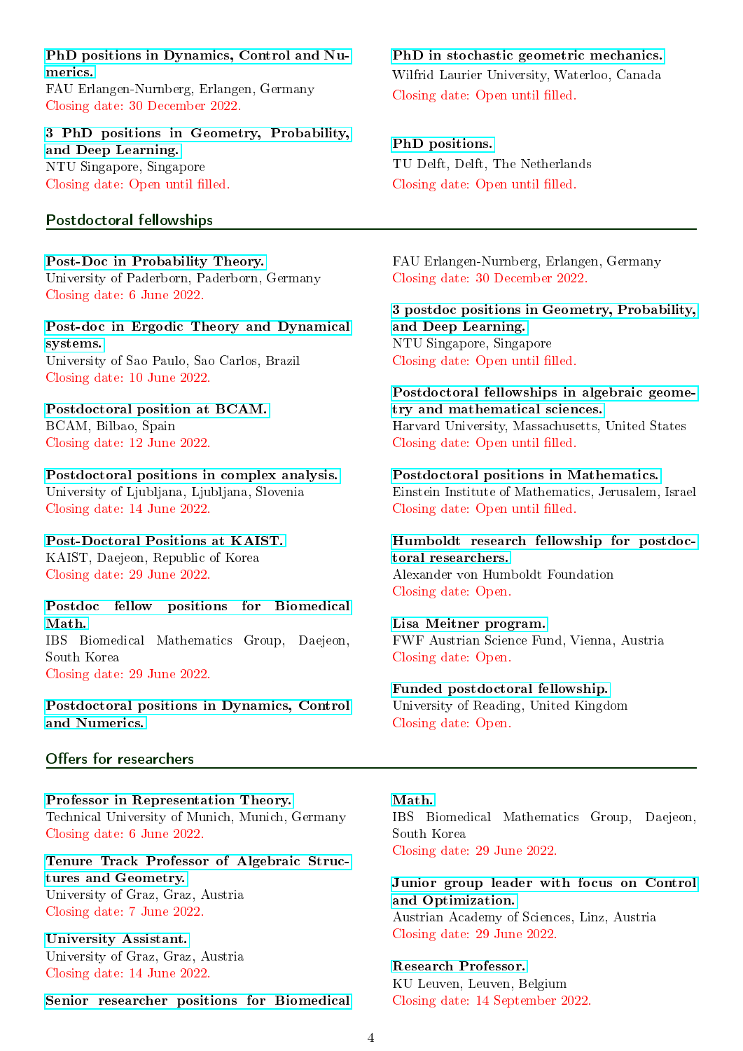**PhD positions in Dynamics, Control and Numerics.**
FAU Erlangen-Nurnberg, Erlangen, Germany
Closing date: 30 December 2022.

**3 PhD positions in Geometry, Probability, and Deep Learning.**
NTU Singapore, Singapore
Closing date: Open until filled.

**PhD in stochastic geometric mechanics.**
Wilfrid Laurier University, Waterloo, Canada
Closing date: Open until filled.

**PhD positions.**
TU Delft, Delft, The Netherlands
Closing date: Open until filled.

## Postdoctoral fellowships

**Post-Doc in Probability Theory.**
University of Paderborn, Paderborn, Germany
Closing date: 6 June 2022.

**Post-doc in Ergodic Theory and Dynamical systems.**
University of Sao Paulo, Sao Carlos, Brazil
Closing date: 10 June 2022.

**Postdoctoral position at BCAM.**
BCAM, Bilbao, Spain
Closing date: 12 June 2022.

**Postdoctoral positions in complex analysis.**
University of Ljubljana, Ljubljana, Slovenia
Closing date: 14 June 2022.

**Post-Doctoral Positions at KAIST.**
KAIST, Daejeon, Republic of Korea
Closing date: 29 June 2022.

**Postdoc fellow positions for Biomedical Math.**
IBS Biomedical Mathematics Group, Daejeon, South Korea
Closing date: 29 June 2022.

**Postdoctoral positions in Dynamics, Control and Numerics.**
FAU Erlangen-Nurnberg, Erlangen, Germany
Closing date: 30 December 2022.

**3 postdoc positions in Geometry, Probability, and Deep Learning.**
NTU Singapore, Singapore
Closing date: Open until filled.

**Postdoctoral fellowships in algebraic geometry and mathematical sciences.**
Harvard University, Massachusetts, United States
Closing date: Open until filled.

**Postdoctoral positions in Mathematics.**
Einstein Institute of Mathematics, Jerusalem, Israel
Closing date: Open until filled.

**Humboldt research fellowship for postdoctoral researchers.**
Alexander von Humboldt Foundation
Closing date: Open.

**Lisa Meitner program.**
FWF Austrian Science Fund, Vienna, Austria
Closing date: Open.

**Funded postdoctoral fellowship.**
University of Reading, United Kingdom
Closing date: Open.

## Offers for researchers

**Professor in Representation Theory.**
Technical University of Munich, Munich, Germany
Closing date: 6 June 2022.

**Tenure Track Professor of Algebraic Structures and Geometry.**
University of Graz, Graz, Austria
Closing date: 7 June 2022.

**University Assistant.**
University of Graz, Graz, Austria
Closing date: 14 June 2022.

**Senior researcher positions for Biomedical Math.**
IBS Biomedical Mathematics Group, Daejeon, South Korea
Closing date: 29 June 2022.

**Junior group leader with focus on Control and Optimization.**
Austrian Academy of Sciences, Linz, Austria
Closing date: 29 June 2022.

**Research Professor.**
KU Leuven, Leuven, Belgium
Closing date: 14 September 2022.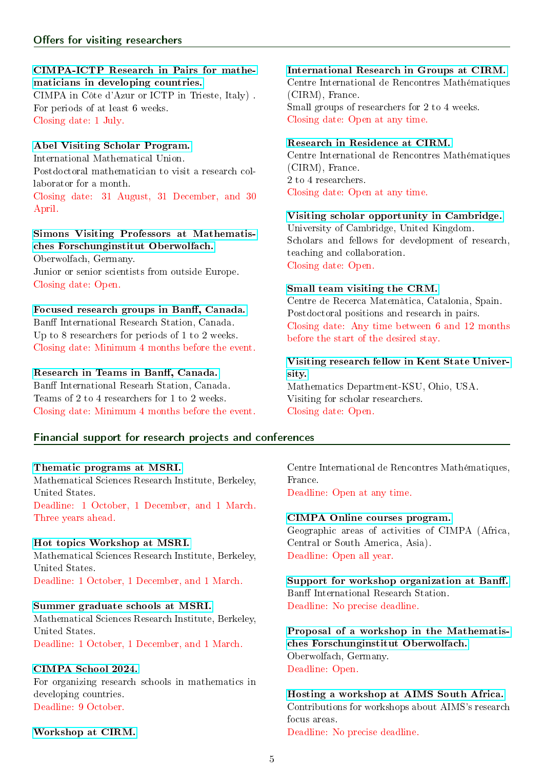## Offers for visiting researchers

**CIMPA-ICTP Research in Pairs for mathematicians in developing countries.**
CIMPA in Côte d'Azur or ICTP in Trieste, Italy) .
For periods of at least 6 weeks.
Closing date: 1 July.

**Abel Visiting Scholar Program.**
International Mathematical Union.
Postdoctoral mathematician to visit a research collaborator for a month.
Closing date: 31 August, 31 December, and 30 April.

**Simons Visiting Professors at Mathematisches Forschunginstitut Oberwolfach.**
Oberwolfach, Germany.
Junior or senior scientists from outside Europe.
Closing date: Open.

**Focused research groups in Banff, Canada.**
Banff International Research Station, Canada.
Up to 8 researchers for periods of 1 to 2 weeks.
Closing date: Minimum 4 months before the event.

**Research in Teams in Banff, Canada.**
Banff International Researh Station, Canada.
Teams of 2 to 4 researchers for 1 to 2 weeks.
Closing date: Minimum 4 months before the event.

**International Research in Groups at CIRM.**
Centre International de Rencontres Mathématiques (CIRM), France.
Small groups of researchers for 2 to 4 weeks.
Closing date: Open at any time.

**Research in Residence at CIRM.**
Centre International de Rencontres Mathématiques (CIRM), France.
2 to 4 researchers.
Closing date: Open at any time.

**Visiting scholar opportunity in Cambridge.**
University of Cambridge, United Kingdom.
Scholars and fellows for development of research, teaching and collaboration.
Closing date: Open.

**Small team visiting the CRM.**
Centre de Recerca Matemàtica, Catalonia, Spain.
Postdoctoral positions and research in pairs.
Closing date: Any time between 6 and 12 months before the start of the desired stay.

**Visiting research fellow in Kent State University.**
Mathematics Department-KSU, Ohio, USA.
Visiting for scholar researchers.
Closing date: Open.

## Financial support for research projects and conferences

**Thematic programs at MSRI.**
Mathematical Sciences Research Institute, Berkeley, United States.
Deadline: 1 October, 1 December, and 1 March. Three years ahead.

**Hot topics Workshop at MSRI.**
Mathematical Sciences Research Institute, Berkeley, United States.
Deadline: 1 October, 1 December, and 1 March.

**Summer graduate schools at MSRI.**
Mathematical Sciences Research Institute, Berkeley, United States.
Deadline: 1 October, 1 December, and 1 March.

**CIMPA School 2024.**
For organizing research schools in mathematics in developing countries.
Deadline: 9 October.

**Workshop at CIRM.**
Centre International de Rencontres Mathématiques, France.
Deadline: Open at any time.

**CIMPA Online courses program.**
Geographic areas of activities of CIMPA (Africa, Central or South America, Asia).
Deadline: Open all year.

**Support for workshop organization at Banff.**
Banff International Research Station.
Deadline: No precise deadline.

**Proposal of a workshop in the Mathematisches Forschunginstitut Oberwolfach.**
Oberwolfach, Germany.
Deadline: Open.

**Hosting a workshop at AIMS South Africa.**
Contributions for workshops about AIMS's research focus areas.
Deadline: No precise deadline.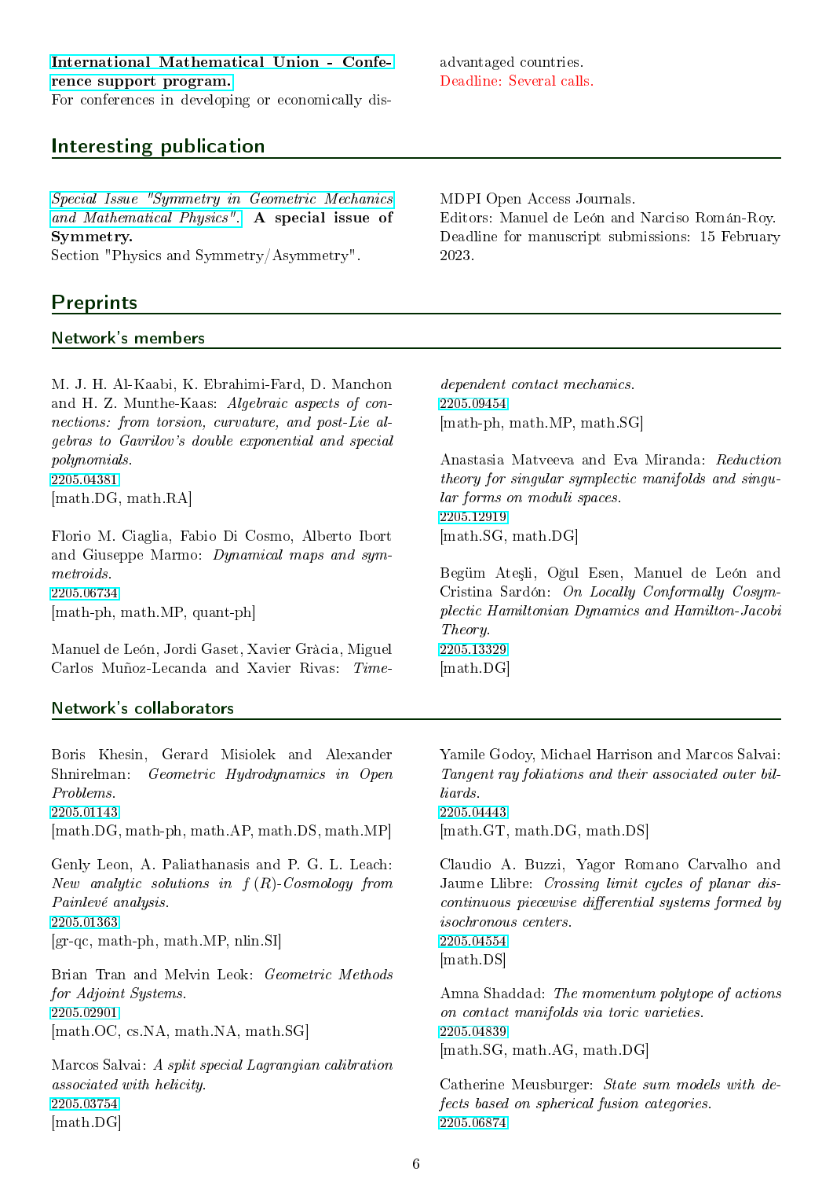**International Mathematical Union - Conference support program.**
For conferences in developing or economically disadvantaged countries.
Deadline: Several calls.

## Interesting publication

*Special Issue "Symmetry in Geometric Mechanics and Mathematical Physics".* **A special issue of Symmetry.**
Section "Physics and Symmetry/Asymmetry".
MDPI Open Access Journals.
Editors: Manuel de León and Narciso Román-Roy.
Deadline for manuscript submissions: 15 February 2023.

## Preprints

### Network's members

M. J. H. Al-Kaabi, K. Ebrahimi-Fard, D. Manchon and H. Z. Munthe-Kaas: *Algebraic aspects of connections: from torsion, curvature, and post-Lie algebras to Gavrilov's double exponential and special polynomials.*
2205.04381
[math.DG, math.RA]

Florio M. Ciaglia, Fabio Di Cosmo, Alberto Ibort and Giuseppe Marmo: *Dynamical maps and symmetroids.*
2205.06734
[math-ph, math.MP, quant-ph]

Manuel de León, Jordi Gaset, Xavier Gràcia, Miguel Carlos Muñoz-Lecanda and Xavier Rivas: *Time-dependent contact mechanics.*
2205.09454
[math-ph, math.MP, math.SG]

Anastasia Matveeva and Eva Miranda: *Reduction theory for singular symplectic manifolds and singular forms on moduli spaces.*
2205.12919
[math.SG, math.DG]

Begüm Ateşli, Oğul Esen, Manuel de León and Cristina Sardón: *On Locally Conformally Cosymplectic Hamiltonian Dynamics and Hamilton-Jacobi Theory.*
2205.13329
[math.DG]

### Network's collaborators

Boris Khesin, Gerard Misiolek and Alexander Shnirelman: *Geometric Hydrodynamics in Open Problems.*
2205.01143
[math.DG, math-ph, math.AP, math.DS, math.MP]

Genly Leon, A. Paliathanasis and P. G. L. Leach: *New analytic solutions in $f(R)$-Cosmology from Painlevé analysis.*
2205.01363
[gr-qc, math-ph, math.MP, nlin.SI]

Brian Tran and Melvin Leok: *Geometric Methods for Adjoint Systems.*
2205.02901
[math.OC, cs.NA, math.NA, math.SG]

Marcos Salvai: *A split special Lagrangian calibration associated with helicity.*
2205.03754
[math.DG]

Yamile Godoy, Michael Harrison and Marcos Salvai: *Tangent ray foliations and their associated outer billiards.*
2205.04443
[math.GT, math.DG, math.DS]

Claudio A. Buzzi, Yagor Romano Carvalho and Jaume Llibre: *Crossing limit cycles of planar discontinuous piecewise differential systems formed by isochronous centers.*
2205.04554
[math.DS]

Amna Shaddad: *The momentum polytope of actions on contact manifolds via toric varieties.*
2205.04839
[math.SG, math.AG, math.DG]

Catherine Meusburger: *State sum models with defects based on spherical fusion categories.*
2205.06874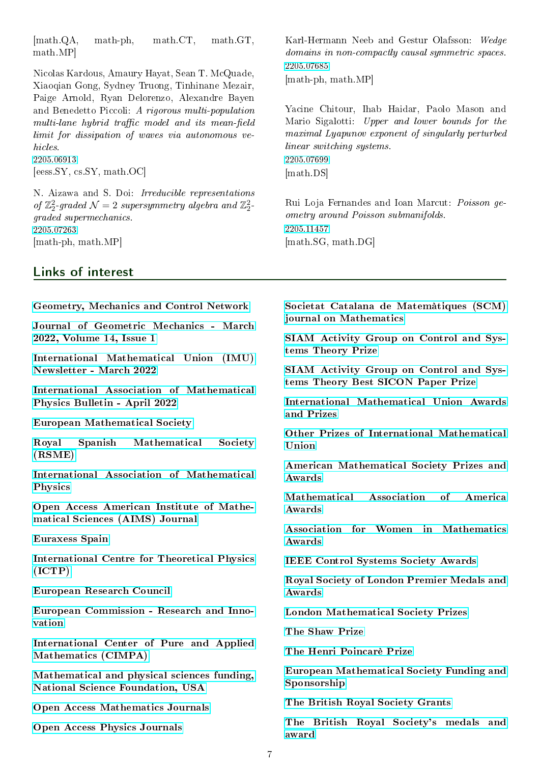[math.QA, math-ph, math.CT, math.GT, math.MP]

Nicolas Kardous, Amaury Hayat, Sean T. McQuade, Xiaoqian Gong, Sydney Truong, Tinhinane Mezair, Paige Arnold, Ryan Delorenzo, Alexandre Bayen and Benedetto Piccoli: *A rigorous multi-population multi-lane hybrid traffic model and its mean-field limit for dissipation of waves via autonomous vehicles.*
2205.06913
[eess.SY, cs.SY, math.OC]

N. Aizawa and S. Doi: *Irreducible representations of $\mathbb{Z}_2^2$-graded $\mathcal{N} = 2$ supersymmetry algebra and $\mathbb{Z}_2^2$-graded supermechanics.*
2205.07263
[math-ph, math.MP]

Karl-Hermann Neeb and Gestur Olafsson: *Wedge domains in non-compactly causal symmetric spaces.*
2205.07685
[math-ph, math.MP]

Yacine Chitour, Ihab Haidar, Paolo Mason and Mario Sigalotti: *Upper and lower bounds for the maximal Lyapunov exponent of singularly perturbed linear switching systems.*
2205.07699
[math.DS]

Rui Loja Fernandes and Ioan Marcut: *Poisson geometry around Poisson submanifolds.*
2205.11457
[math.SG, math.DG]

## Links of interest

**Geometry, Mechanics and Control Network**

**Journal of Geometric Mechanics - March 2022, Volume 14, Issue 1**

**International Mathematical Union (IMU) Newsletter - March 2022**

**International Association of Mathematical Physics Bulletin - April 2022**

**European Mathematical Society**

**Royal Spanish Mathematical Society (RSME)**

**International Association of Mathematical Physics**

**Open Access American Institute of Mathematical Sciences (AIMS) Journal**

**Euraxess Spain**

**International Centre for Theoretical Physics (ICTP)**

**European Research Council**

**European Commission - Research and Innovation**

**International Center of Pure and Applied Mathematics (CIMPA)**

**Mathematical and physical sciences funding, National Science Foundation, USA**

**Open Access Mathematics Journals**

**Open Access Physics Journals**

**Societat Catalana de Matemàtiques (SCM) journal on Mathematics**

**SIAM Activity Group on Control and Systems Theory Prize**

**SIAM Activity Group on Control and Systems Theory Best SICON Paper Prize**

**International Mathematical Union Awards and Prizes**

**Other Prizes of International Mathematical Union**

**American Mathematical Society Prizes and Awards**

**Mathematical Association of America Awards**

**Association for Women in Mathematics Awards**

**IEEE Control Systems Society Awards**

**Royal Society of London Premier Medals and Awards**

**London Mathematical Society Prizes**

**The Shaw Prize**

**The Henri Poincarè Prize**

**European Mathematical Society Funding and Sponsorship**

**The British Royal Society Grants**

**The British Royal Society's medals and award**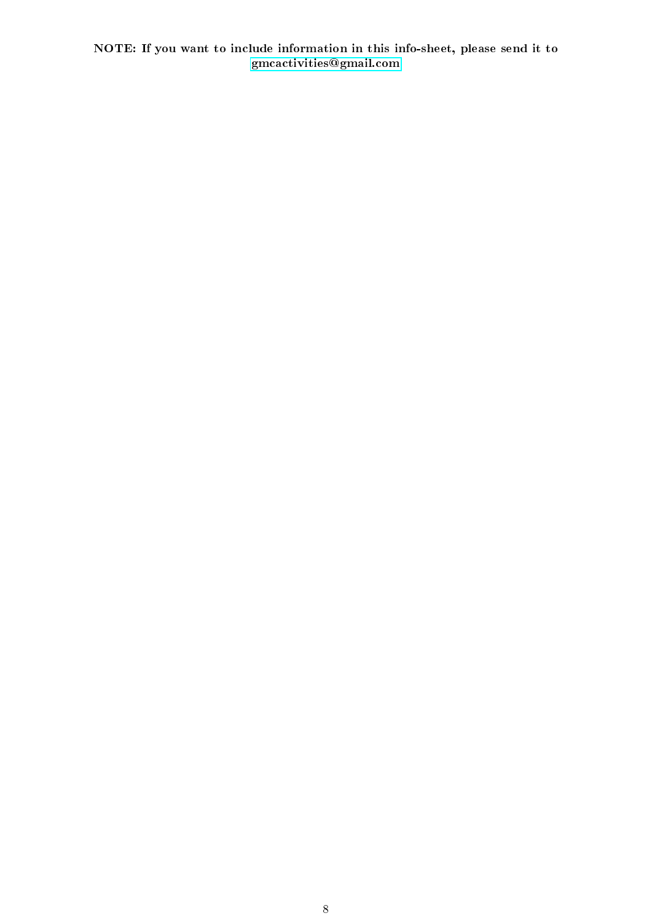**NOTE: If you want to include information in this info-sheet, please send it to gmcactivities@gmail.com**